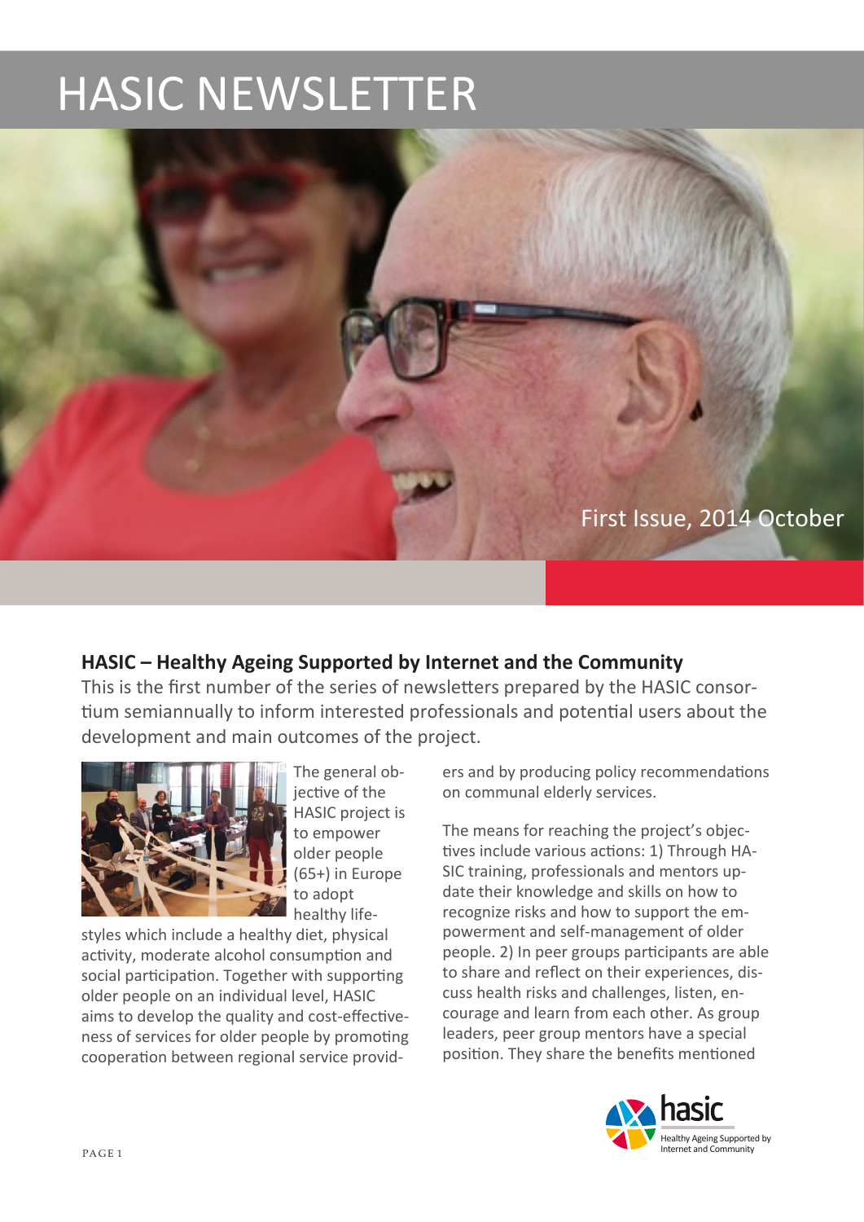# HASIC NEWSLETTER

First Issue, 2014 October

## HASIC – Healthy Ageing Supported by Internet and the Community

This is the first number of the series of newsletters prepared by the HASIC consortium semiannually to inform interested professionals and potential users about the development and main outcomes of the project.

The general objective of the HASIC project is to empower older people (65+) in Europe to adopt healthy lifestyles which include a healthy diet, physical activity, moderate alcohol consumption and social participation. Together with supporting older people on an individual level, HASIC aims to develop the quality and cost-effectiveness of services for older people by promoting cooperation between regional service providers and by producing policy recommendations on communal elderly services.

The means for reaching the project's objectives include various actions: 1) Through HASIC training, professionals and mentors update their knowledge and skills on how to recognize risks and how to support the empowerment and self-management of older people. 2) In peer groups participants are able to share and reflect on their experiences, discuss health risks and challenges, listen, encourage and learn from each other. As group leaders, peer group mentors have a special position. They share the benefits mentioned

hasic
Healthy Ageing Supported by Internet and Community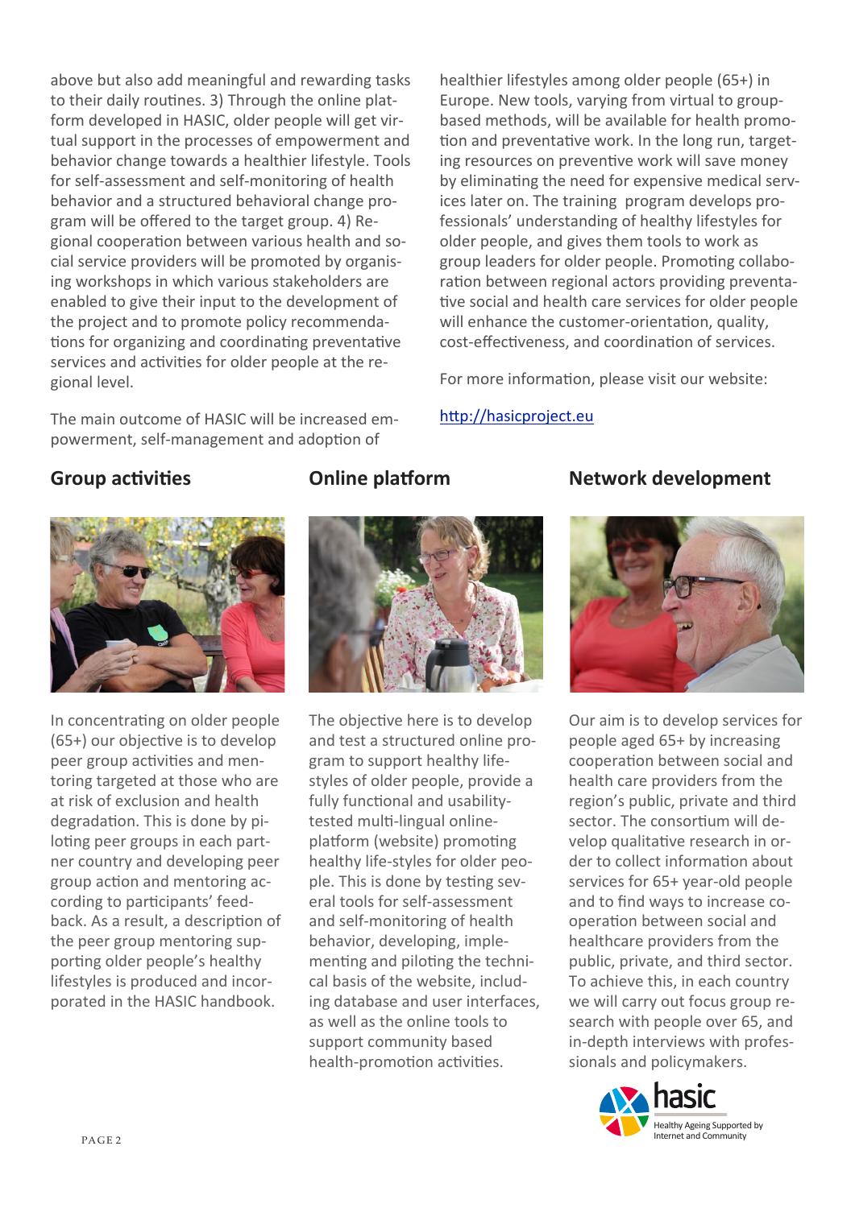above but also add meaningful and rewarding tasks to their daily routines. 3) Through the online platform developed in HASIC, older people will get virtual support in the processes of empowerment and behavior change towards a healthier lifestyle. Tools for self-assessment and self-monitoring of health behavior and a structured behavioral change program will be offered to the target group. 4) Regional cooperation between various health and social service providers will be promoted by organising workshops in which various stakeholders are enabled to give their input to the development of the project and to promote policy recommendations for organizing and coordinating preventative services and activities for older people at the regional level.

The main outcome of HASIC will be increased empowerment, self-management and adoption of healthier lifestyles among older people (65+) in Europe. New tools, varying from virtual to group-based methods, will be available for health promotion and preventative work. In the long run, targeting resources on preventive work will save money by eliminating the need for expensive medical services later on. The training program develops professionals' understanding of healthy lifestyles for older people, and gives them tools to work as group leaders for older people. Promoting collaboration between regional actors providing preventative social and health care services for older people will enhance the customer-orientation, quality, cost-effectiveness, and coordination of services.

For more information, please visit our website:

http://hasicproject.eu

## Group activities

In concentrating on older people (65+) our objective is to develop peer group activities and mentoring targeted at those who are at risk of exclusion and health degradation. This is done by piloting peer groups in each partner country and developing peer group action and mentoring according to participants' feedback. As a result, a description of the peer group mentoring supporting older people's healthy lifestyles is produced and incorporated in the HASIC handbook.

## Online platform

The objective here is to develop and test a structured online program to support healthy lifestyles of older people, provide a fully functional and usability-tested multi-lingual online-platform (website) promoting healthy life-styles for older people. This is done by testing several tools for self-assessment and self-monitoring of health behavior, developing, implementing and piloting the technical basis of the website, including database and user interfaces, as well as the online tools to support community based health-promotion activities.

## Network development

Our aim is to develop services for people aged 65+ by increasing cooperation between social and health care providers from the region's public, private and third sector. The consortium will develop qualitative research in order to collect information about services for 65+ year-old people and to find ways to increase cooperation between social and healthcare providers from the public, private, and third sector. To achieve this, in each country we will carry out focus group research with people over 65, and in-depth interviews with professionals and policymakers.

hasic
Healthy Ageing Supported by Internet and Community